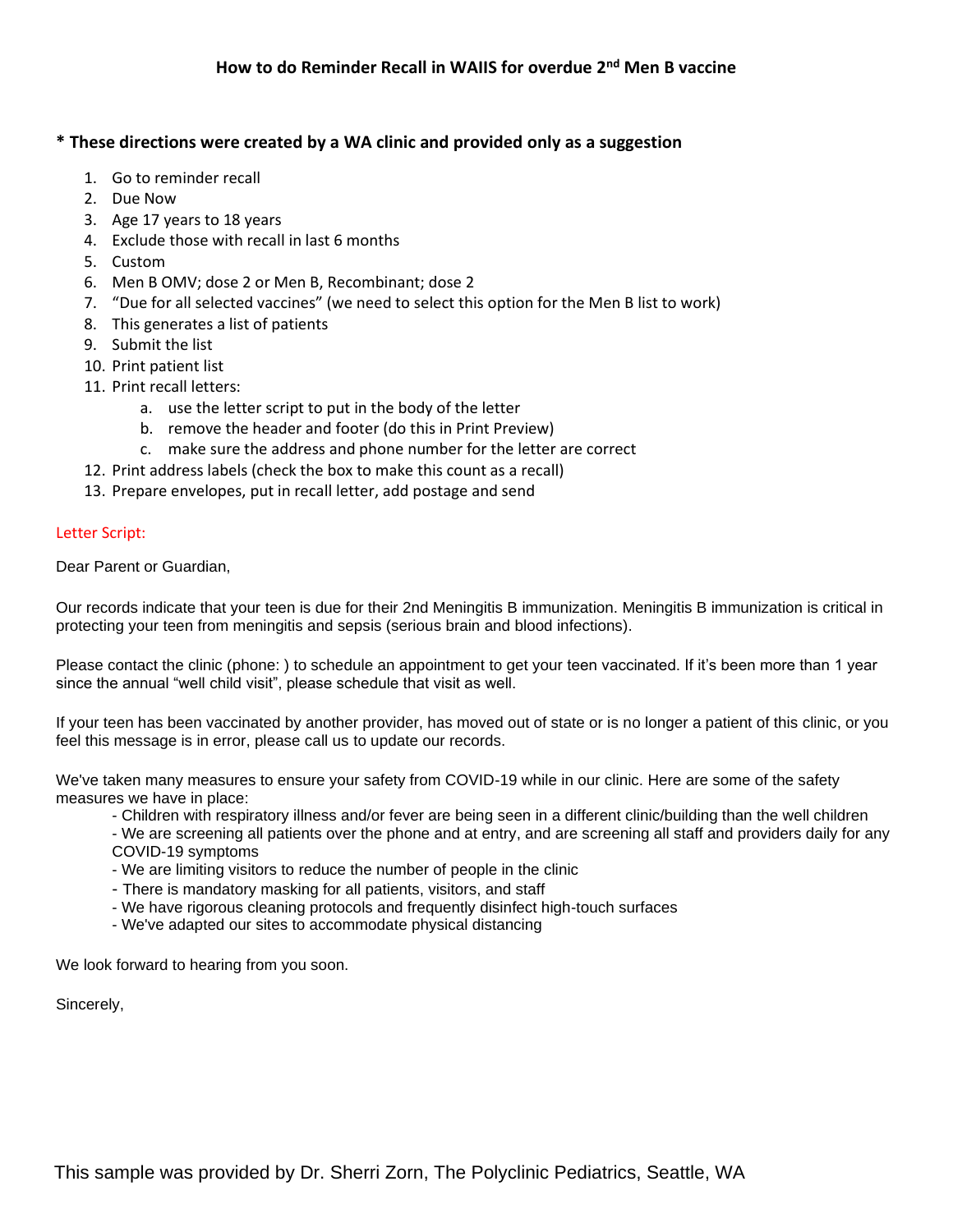# How to do Reminder Recall in WAIIS for overdue 2nd Men B vaccine

**\* These directions were created by a WA clinic and provided only as a suggestion**

1. Go to reminder recall
2. Due Now
3. Age 17 years to 18 years
4. Exclude those with recall in last 6 months
5. Custom
6. Men B OMV; dose 2 or Men B, Recombinant; dose 2
7. "Due for all selected vaccines" (we need to select this option for the Men B list to work)
8. This generates a list of patients
9. Submit the list
10. Print patient list
11. Print recall letters:
    a. use the letter script to put in the body of the letter
    b. remove the header and footer (do this in Print Preview)
    c. make sure the address and phone number for the letter are correct
12. Print address labels (check the box to make this count as a recall)
13. Prepare envelopes, put in recall letter, add postage and send

Letter Script:

Dear Parent or Guardian,

Our records indicate that your teen is due for their 2nd Meningitis B immunization. Meningitis B immunization is critical in protecting your teen from meningitis and sepsis (serious brain and blood infections).

Please contact the clinic (phone: ) to schedule an appointment to get your teen vaccinated. If it's been more than 1 year since the annual "well child visit", please schedule that visit as well.

If your teen has been vaccinated by another provider, has moved out of state or is no longer a patient of this clinic, or you feel this message is in error, please call us to update our records.

We've taken many measures to ensure your safety from COVID-19 while in our clinic. Here are some of the safety measures we have in place:

- Children with respiratory illness and/or fever are being seen in a different clinic/building than the well children
- We are screening all patients over the phone and at entry, and are screening all staff and providers daily for any COVID-19 symptoms
- We are limiting visitors to reduce the number of people in the clinic
- There is mandatory masking for all patients, visitors, and staff
- We have rigorous cleaning protocols and frequently disinfect high-touch surfaces
- We've adapted our sites to accommodate physical distancing

We look forward to hearing from you soon.

Sincerely,

This sample was provided by Dr. Sherri Zorn, The Polyclinic Pediatrics, Seattle, WA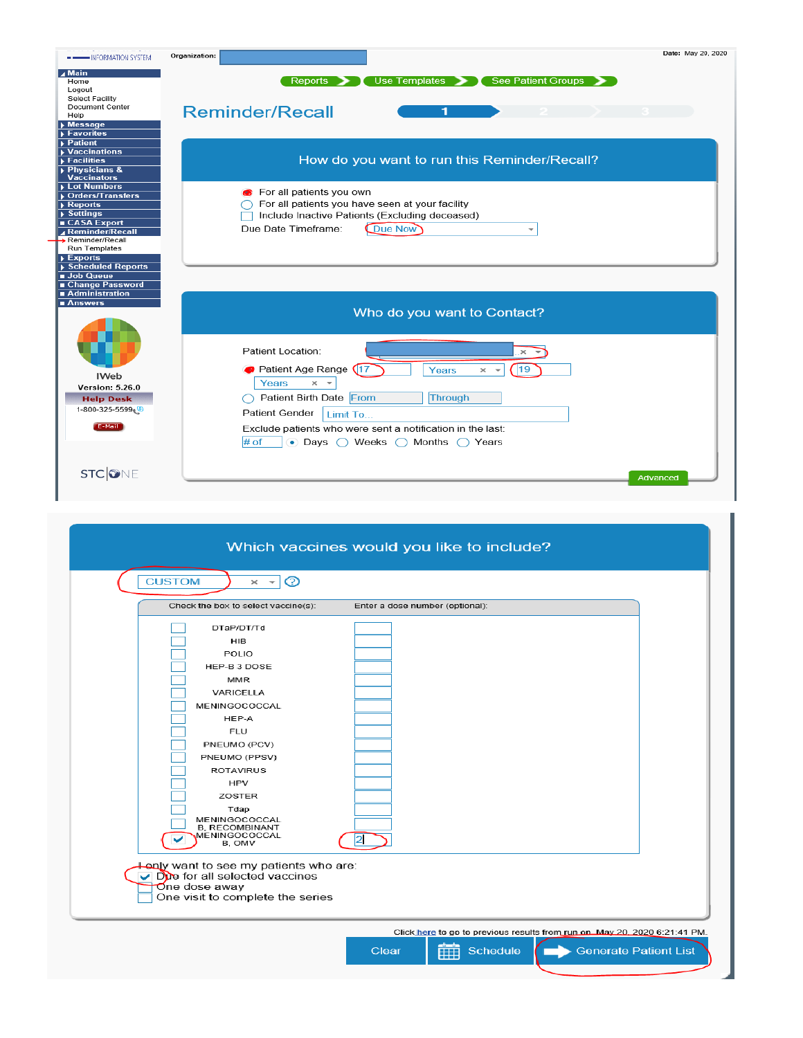INFORMATION SYSTEM

Organization:

Date: May 20, 2020

**Main**
- Home
- Logout
- Select Facility
- Document Center
- Help

**Message**
**Favorites**
**Patient**
**Vaccinations**
**Facilities**
**Physicians & Vaccinators**
**Lot Numbers**
**Orders/Transfers**
**Reports**
**Settings**
**CASA Export**
**Reminder/Recall**
- Reminder/Recall
- Run Templates

**Exports**
**Scheduled Reports**
**Job Queue**
**Change Password**
**Administration**
**Answers**

IWeb
Version: 5.26.0
Help Desk
1-800-325-5599
E-Mail

STC|ONE

Reports | Use Templates | See Patient Groups

# Reminder/Recall

1 | 2 | 3

## How do you want to run this Reminder/Recall?

- (●) For all patients you own
- ( ) For all patients you have seen at your facility
- [ ] Include Inactive Patients (Excluding deceased)

Due Date Timeframe: Due Now

## Who do you want to Contact?

Patient Location:

(●) Patient Age Range 17 Years 19 Years

( ) Patient Birth Date From Through

Patient Gender Limit To...

Exclude patients who were sent a notification in the last:

# of (●) Days ( ) Weeks ( ) Months ( ) Years

Advanced

## Which vaccines would you like to include?

CUSTOM

| Check the box to select vaccine(s): | | Enter a dose number (optional): |
|---|---|---|
| [ ] | DTaP/DT/Td | |
| [ ] | HIB | |
| [ ] | POLIO | |
| [ ] | HEP-B 3 DOSE | |
| [ ] | MMR | |
| [ ] | VARICELLA | |
| [ ] | MENINGOCOCCAL | |
| [ ] | HEP-A | |
| [ ] | FLU | |
| [ ] | PNEUMO (PCV) | |
| [ ] | PNEUMO (PPSV) | |
| [ ] | ROTAVIRUS | |
| [ ] | HPV | |
| [ ] | ZOSTER | |
| [ ] | Tdap | |
| [ ] | MENINGOCOCCAL B, RECOMBINANT | |
| [x] | MENINGOCOCCAL B, OMV | 2 |

I only want to see my patients who are:
- [x] Due for all selected vaccines
- [ ] One dose away
- [ ] One visit to complete the series

Click here to go to previous results from run on May 20, 2020 6:21:41 PM.

Clear | Schedule | Generate Patient List